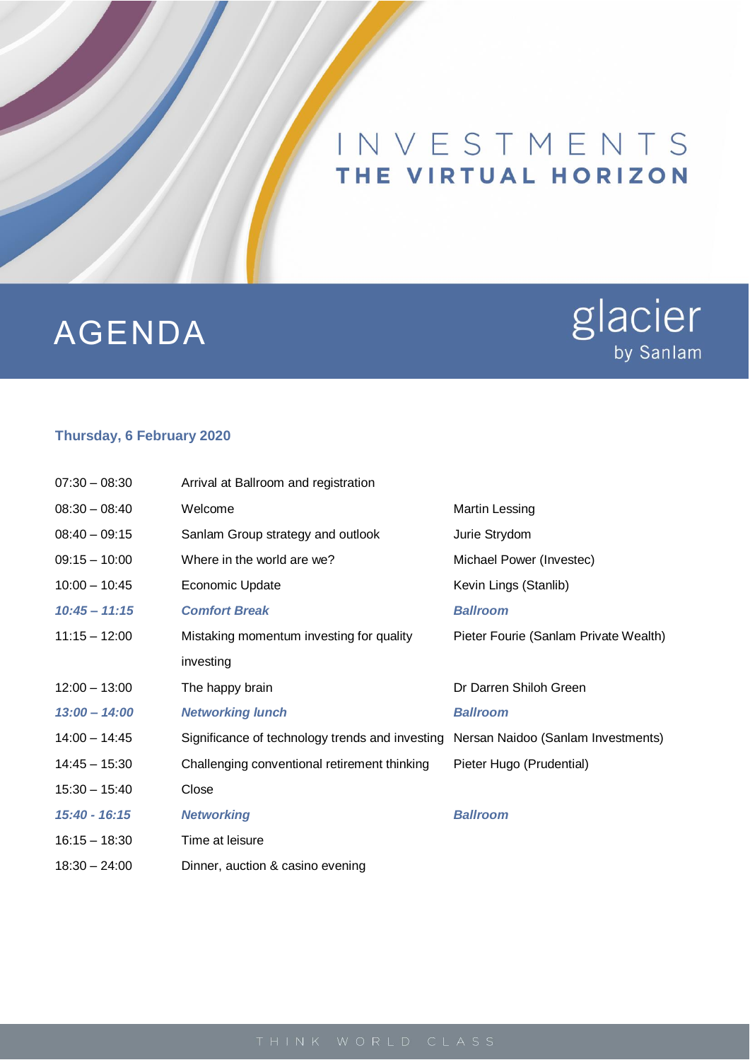# INVESTMENTS

## THE VIRTUAL HORIZON

# AGENDA

glacier by Sanlam

### Thursday, 6 February 2020

| | | |
|---|---|---|
| 07:30 – 08:30 | Arrival at Ballroom and registration | |
| 08:30 – 08:40 | Welcome | Martin Lessing |
| 08:40 – 09:15 | Sanlam Group strategy and outlook | Jurie Strydom |
| 09:15 – 10:00 | Where in the world are we? | Michael Power (Investec) |
| 10:00 – 10:45 | Economic Update | Kevin Lings (Stanlib) |
| ***10:45 – 11:15*** | ***Comfort Break*** | ***Ballroom*** |
| 11:15 – 12:00 | Mistaking momentum investing for quality investing | Pieter Fourie (Sanlam Private Wealth) |
| 12:00 – 13:00 | The happy brain | Dr Darren Shiloh Green |
| ***13:00 – 14:00*** | ***Networking lunch*** | ***Ballroom*** |
| 14:00 – 14:45 | Significance of technology trends and investing | Nersan Naidoo (Sanlam Investments) |
| 14:45 – 15:30 | Challenging conventional retirement thinking | Pieter Hugo (Prudential) |
| 15:30 – 15:40 | Close | |
| ***15:40 - 16:15*** | ***Networking*** | ***Ballroom*** |
| 16:15 – 18:30 | Time at leisure | |
| 18:30 – 24:00 | Dinner, auction & casino evening | |

THINK WORLD CLASS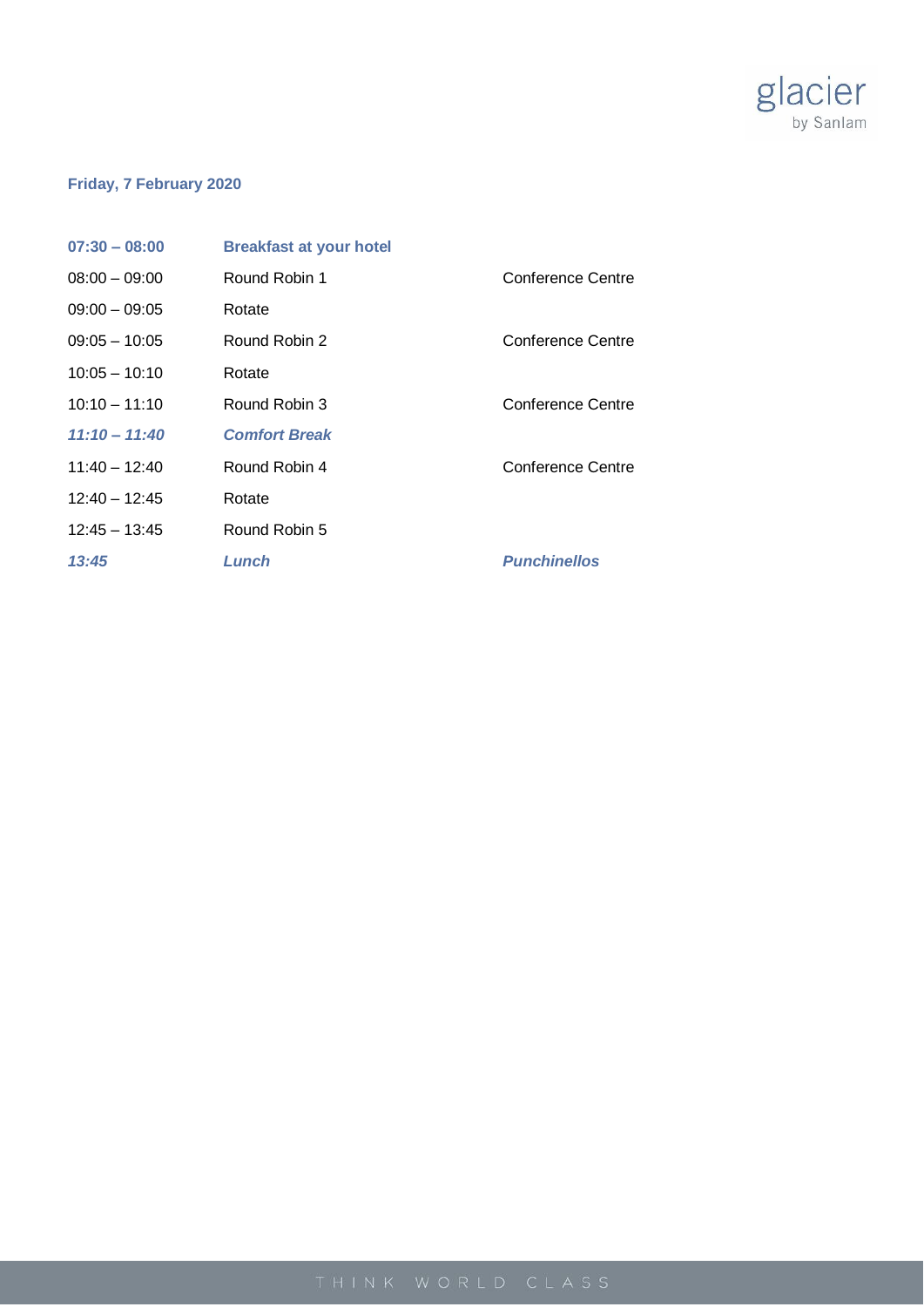**Friday, 7 February 2020**

| | | |
|---|---|---|
| **07:30 – 08:00** | **Breakfast at your hotel** | |
| 08:00 – 09:00 | Round Robin 1 | Conference Centre |
| 09:00 – 09:05 | Rotate | |
| 09:05 – 10:05 | Round Robin 2 | Conference Centre |
| 10:05 – 10:10 | Rotate | |
| 10:10 – 11:10 | Round Robin 3 | Conference Centre |
| ***11:10 – 11:40*** | ***Comfort Break*** | |
| 11:40 – 12:40 | Round Robin 4 | Conference Centre |
| 12:40 – 12:45 | Rotate | |
| 12:45 – 13:45 | Round Robin 5 | |
| ***13:45*** | ***Lunch*** | ***Punchinellos*** |

THINK WORLD CLASS